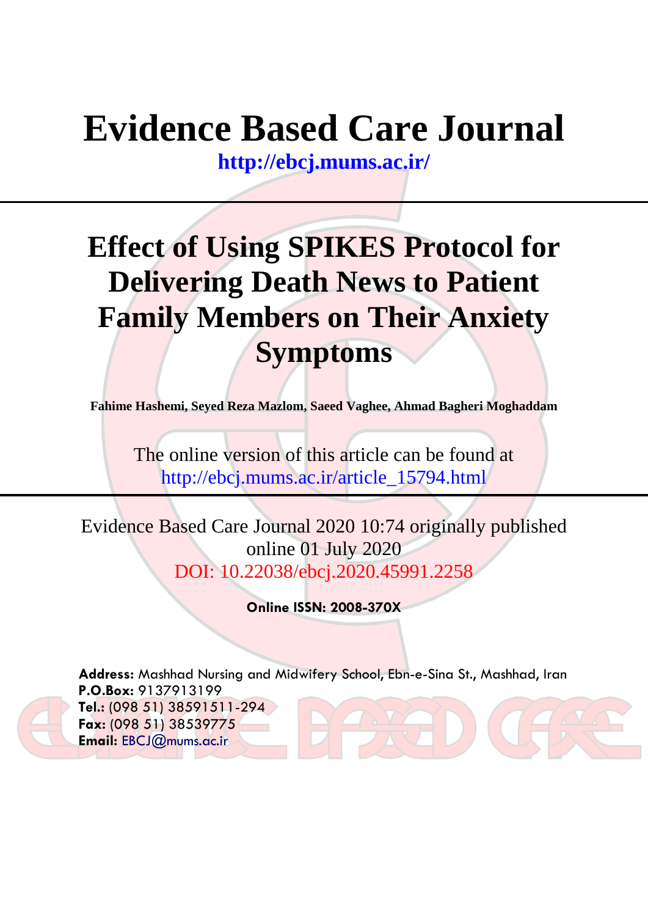# Evidence Based Care Journal

**http://ebcj.mums.ac.ir/**

---

# Effect of Using SPIKES Protocol for Delivering Death News to Patient Family Members on Their Anxiety Symptoms

**Fahime Hashemi, Seyed Reza Mazlom, Saeed Vaghee, Ahmad Bagheri Moghaddam**

The online version of this article can be found at
http://ebcj.mums.ac.ir/article_15794.html

---

Evidence Based Care Journal 2020 10:74 originally published online 01 July 2020
DOI: 10.22038/ebcj.2020.45991.2258

**Online ISSN: 2008-370X**

**Address:** Mashhad Nursing and Midwifery School, Ebn-e-Sina St., Mashhad, Iran
**P.O.Box:** 9137913199
**Tel.:** (098 51) 38591511-294
**Fax:** (098 51) 38539775
**Email:** EBCJ@mums.ac.ir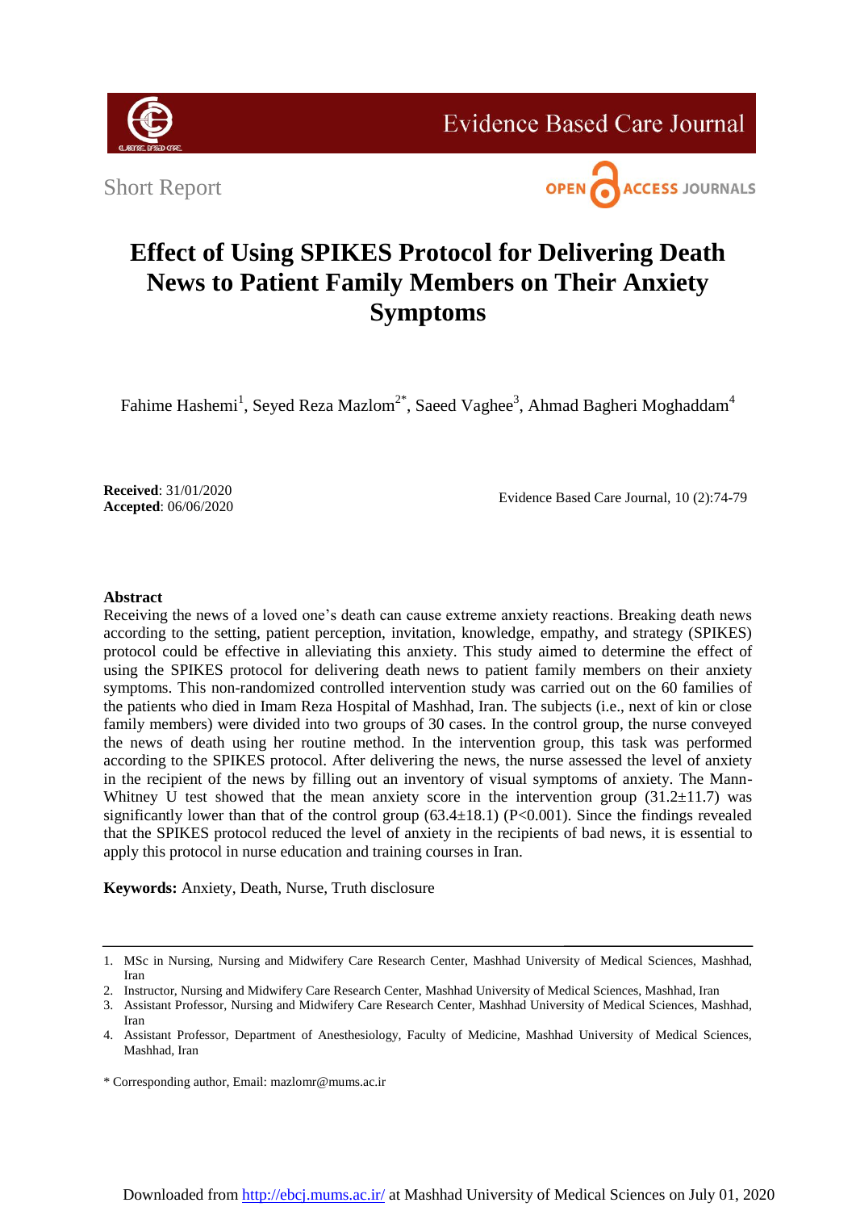Short Report

# Effect of Using SPIKES Protocol for Delivering Death News to Patient Family Members on Their Anxiety Symptoms

Fahime Hashemi[1], Seyed Reza Mazlom[2*], Saeed Vaghee[3], Ahmad Bagheri Moghaddam[4]

**Received**: 31/01/2020
**Accepted**: 06/06/2020

Evidence Based Care Journal, 10 (2):74-79

## Abstract

Receiving the news of a loved one's death can cause extreme anxiety reactions. Breaking death news according to the setting, patient perception, invitation, knowledge, empathy, and strategy (SPIKES) protocol could be effective in alleviating this anxiety. This study aimed to determine the effect of using the SPIKES protocol for delivering death news to patient family members on their anxiety symptoms. This non-randomized controlled intervention study was carried out on the 60 families of the patients who died in Imam Reza Hospital of Mashhad, Iran. The subjects (i.e., next of kin or close family members) were divided into two groups of 30 cases. In the control group, the nurse conveyed the news of death using her routine method. In the intervention group, this task was performed according to the SPIKES protocol. After delivering the news, the nurse assessed the level of anxiety in the recipient of the news by filling out an inventory of visual symptoms of anxiety. The Mann-Whitney U test showed that the mean anxiety score in the intervention group (31.2±11.7) was significantly lower than that of the control group (63.4±18.1) (P<0.001). Since the findings revealed that the SPIKES protocol reduced the level of anxiety in the recipients of bad news, it is essential to apply this protocol in nurse education and training courses in Iran.

**Keywords:** Anxiety, Death, Nurse, Truth disclosure

---

1. MSc in Nursing, Nursing and Midwifery Care Research Center, Mashhad University of Medical Sciences, Mashhad, Iran
2. Instructor, Nursing and Midwifery Care Research Center, Mashhad University of Medical Sciences, Mashhad, Iran
3. Assistant Professor, Nursing and Midwifery Care Research Center, Mashhad University of Medical Sciences, Mashhad, Iran
4. Assistant Professor, Department of Anesthesiology, Faculty of Medicine, Mashhad University of Medical Sciences, Mashhad, Iran

\* Corresponding author, Email: mazlomr@mums.ac.ir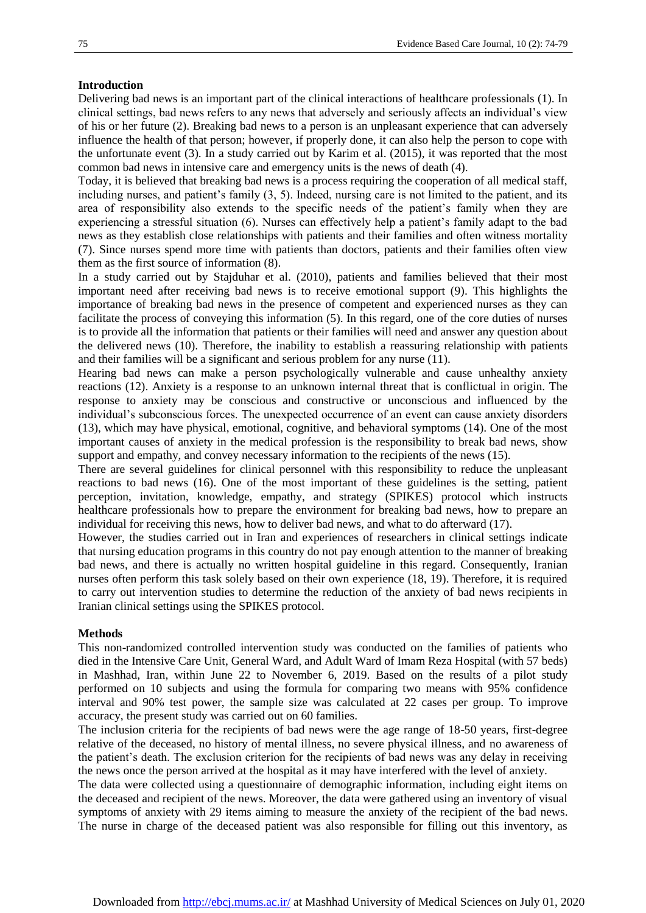## Introduction

Delivering bad news is an important part of the clinical interactions of healthcare professionals (1). In clinical settings, bad news refers to any news that adversely and seriously affects an individual's view of his or her future (2). Breaking bad news to a person is an unpleasant experience that can adversely influence the health of that person; however, if properly done, it can also help the person to cope with the unfortunate event (3). In a study carried out by Karim et al. (2015), it was reported that the most common bad news in intensive care and emergency units is the news of death (4).

Today, it is believed that breaking bad news is a process requiring the cooperation of all medical staff, including nurses, and patient's family (3, 5). Indeed, nursing care is not limited to the patient, and its area of responsibility also extends to the specific needs of the patient's family when they are experiencing a stressful situation (6). Nurses can effectively help a patient's family adapt to the bad news as they establish close relationships with patients and their families and often witness mortality (7). Since nurses spend more time with patients than doctors, patients and their families often view them as the first source of information (8).

In a study carried out by Stajduhar et al. (2010), patients and families believed that their most important need after receiving bad news is to receive emotional support (9). This highlights the importance of breaking bad news in the presence of competent and experienced nurses as they can facilitate the process of conveying this information (5). In this regard, one of the core duties of nurses is to provide all the information that patients or their families will need and answer any question about the delivered news (10). Therefore, the inability to establish a reassuring relationship with patients and their families will be a significant and serious problem for any nurse (11).

Hearing bad news can make a person psychologically vulnerable and cause unhealthy anxiety reactions (12). Anxiety is a response to an unknown internal threat that is conflictual in origin. The response to anxiety may be conscious and constructive or unconscious and influenced by the individual's subconscious forces. The unexpected occurrence of an event can cause anxiety disorders (13), which may have physical, emotional, cognitive, and behavioral symptoms (14). One of the most important causes of anxiety in the medical profession is the responsibility to break bad news, show support and empathy, and convey necessary information to the recipients of the news (15).

There are several guidelines for clinical personnel with this responsibility to reduce the unpleasant reactions to bad news (16). One of the most important of these guidelines is the setting, patient perception, invitation, knowledge, empathy, and strategy (SPIKES) protocol which instructs healthcare professionals how to prepare the environment for breaking bad news, how to prepare an individual for receiving this news, how to deliver bad news, and what to do afterward (17).

However, the studies carried out in Iran and experiences of researchers in clinical settings indicate that nursing education programs in this country do not pay enough attention to the manner of breaking bad news, and there is actually no written hospital guideline in this regard. Consequently, Iranian nurses often perform this task solely based on their own experience (18, 19). Therefore, it is required to carry out intervention studies to determine the reduction of the anxiety of bad news recipients in Iranian clinical settings using the SPIKES protocol.

## Methods

This non-randomized controlled intervention study was conducted on the families of patients who died in the Intensive Care Unit, General Ward, and Adult Ward of Imam Reza Hospital (with 57 beds) in Mashhad, Iran, within June 22 to November 6, 2019. Based on the results of a pilot study performed on 10 subjects and using the formula for comparing two means with 95% confidence interval and 90% test power, the sample size was calculated at 22 cases per group. To improve accuracy, the present study was carried out on 60 families.

The inclusion criteria for the recipients of bad news were the age range of 18-50 years, first-degree relative of the deceased, no history of mental illness, no severe physical illness, and no awareness of the patient's death. The exclusion criterion for the recipients of bad news was any delay in receiving the news once the person arrived at the hospital as it may have interfered with the level of anxiety.

The data were collected using a questionnaire of demographic information, including eight items on the deceased and recipient of the news. Moreover, the data were gathered using an inventory of visual symptoms of anxiety with 29 items aiming to measure the anxiety of the recipient of the bad news. The nurse in charge of the deceased patient was also responsible for filling out this inventory, as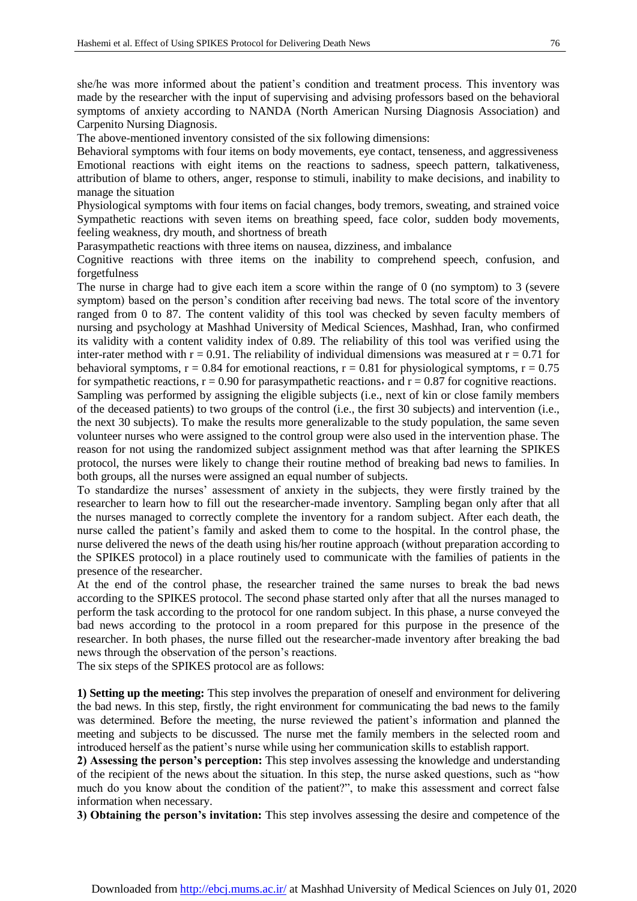she/he was more informed about the patient's condition and treatment process. This inventory was made by the researcher with the input of supervising and advising professors based on the behavioral symptoms of anxiety according to NANDA (North American Nursing Diagnosis Association) and Carpenito Nursing Diagnosis.

The above-mentioned inventory consisted of the six following dimensions:

Behavioral symptoms with four items on body movements, eye contact, tenseness, and aggressiveness

Emotional reactions with eight items on the reactions to sadness, speech pattern, talkativeness, attribution of blame to others, anger, response to stimuli, inability to make decisions, and inability to manage the situation

Physiological symptoms with four items on facial changes, body tremors, sweating, and strained voice

Sympathetic reactions with seven items on breathing speed, face color, sudden body movements, feeling weakness, dry mouth, and shortness of breath

Parasympathetic reactions with three items on nausea, dizziness, and imbalance

Cognitive reactions with three items on the inability to comprehend speech, confusion, and forgetfulness

The nurse in charge had to give each item a score within the range of 0 (no symptom) to 3 (severe symptom) based on the person's condition after receiving bad news. The total score of the inventory ranged from 0 to 87. The content validity of this tool was checked by seven faculty members of nursing and psychology at Mashhad University of Medical Sciences, Mashhad, Iran, who confirmed its validity with a content validity index of 0.89. The reliability of this tool was verified using the inter-rater method with $r = 0.91$. The reliability of individual dimensions was measured at $r = 0.71$ for behavioral symptoms, $r = 0.84$ for emotional reactions, $r = 0.81$ for physiological symptoms, $r = 0.75$ for sympathetic reactions, $r = 0.90$ for parasympathetic reactions, and $r = 0.87$ for cognitive reactions.

Sampling was performed by assigning the eligible subjects (i.e., next of kin or close family members of the deceased patients) to two groups of the control (i.e., the first 30 subjects) and intervention (i.e., the next 30 subjects). To make the results more generalizable to the study population, the same seven volunteer nurses who were assigned to the control group were also used in the intervention phase. The reason for not using the randomized subject assignment method was that after learning the SPIKES protocol, the nurses were likely to change their routine method of breaking bad news to families. In both groups, all the nurses were assigned an equal number of subjects.

To standardize the nurses' assessment of anxiety in the subjects, they were firstly trained by the researcher to learn how to fill out the researcher-made inventory. Sampling began only after that all the nurses managed to correctly complete the inventory for a random subject. After each death, the nurse called the patient's family and asked them to come to the hospital. In the control phase, the nurse delivered the news of the death using his/her routine approach (without preparation according to the SPIKES protocol) in a place routinely used to communicate with the families of patients in the presence of the researcher.

At the end of the control phase, the researcher trained the same nurses to break the bad news according to the SPIKES protocol. The second phase started only after that all the nurses managed to perform the task according to the protocol for one random subject. In this phase, a nurse conveyed the bad news according to the protocol in a room prepared for this purpose in the presence of the researcher. In both phases, the nurse filled out the researcher-made inventory after breaking the bad news through the observation of the person's reactions.

The six steps of the SPIKES protocol are as follows:

**1) Setting up the meeting:** This step involves the preparation of oneself and environment for delivering the bad news. In this step, firstly, the right environment for communicating the bad news to the family was determined. Before the meeting, the nurse reviewed the patient's information and planned the meeting and subjects to be discussed. The nurse met the family members in the selected room and introduced herself as the patient's nurse while using her communication skills to establish rapport.

**2) Assessing the person's perception:** This step involves assessing the knowledge and understanding of the recipient of the news about the situation. In this step, the nurse asked questions, such as "how much do you know about the condition of the patient?", to make this assessment and correct false information when necessary.

**3) Obtaining the person's invitation:** This step involves assessing the desire and competence of the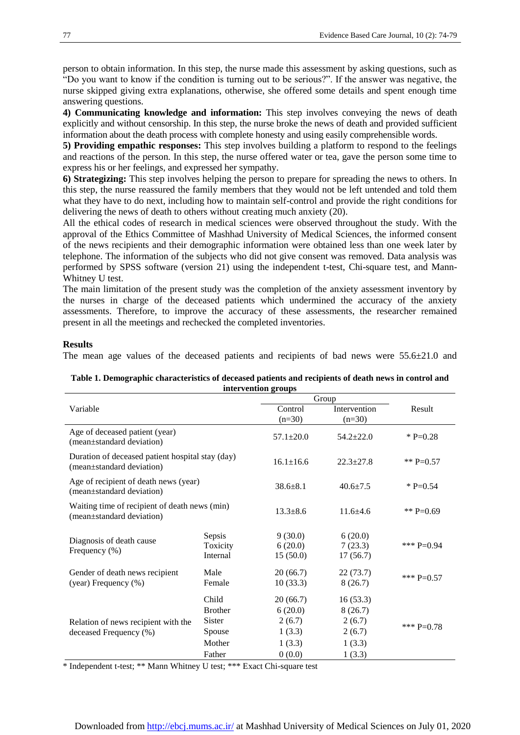person to obtain information. In this step, the nurse made this assessment by asking questions, such as "Do you want to know if the condition is turning out to be serious?". If the answer was negative, the nurse skipped giving extra explanations, otherwise, she offered some details and spent enough time answering questions.

**4) Communicating knowledge and information:** This step involves conveying the news of death explicitly and without censorship. In this step, the nurse broke the news of death and provided sufficient information about the death process with complete honesty and using easily comprehensible words.

**5) Providing empathic responses:** This step involves building a platform to respond to the feelings and reactions of the person. In this step, the nurse offered water or tea, gave the person some time to express his or her feelings, and expressed her sympathy.

**6) Strategizing:** This step involves helping the person to prepare for spreading the news to others. In this step, the nurse reassured the family members that they would not be left untended and told them what they have to do next, including how to maintain self-control and provide the right conditions for delivering the news of death to others without creating much anxiety (20).

All the ethical codes of research in medical sciences were observed throughout the study. With the approval of the Ethics Committee of Mashhad University of Medical Sciences, the informed consent of the news recipients and their demographic information were obtained less than one week later by telephone. The information of the subjects who did not give consent was removed. Data analysis was performed by SPSS software (version 21) using the independent t-test, Chi-square test, and Mann-Whitney U test.

The main limitation of the present study was the completion of the anxiety assessment inventory by the nurses in charge of the deceased patients which undermined the accuracy of the anxiety assessments. Therefore, to improve the accuracy of these assessments, the researcher remained present in all the meetings and rechecked the completed inventories.

## Results

The mean age values of the deceased patients and recipients of bad news were 55.6±21.0 and

**Table 1. Demographic characteristics of deceased patients and recipients of death news in control and intervention groups**

| Variable | | Group | | Result |
|---|---|---|---|---|
| | | Control (n=30) | Intervention (n=30) | |
| Age of deceased patient (year) (mean±standard deviation) | | 57.1±20.0 | 54.2±22.0 | * P=0.28 |
| Duration of deceased patient hospital stay (day) (mean±standard deviation) | | 16.1±16.6 | 22.3±27.8 | ** P=0.57 |
| Age of recipient of death news (year) (mean±standard deviation) | | 38.6±8.1 | 40.6±7.5 | * P=0.54 |
| Waiting time of recipient of death news (min) (mean±standard deviation) | | 13.3±8.6 | 11.6±4.6 | ** P=0.69 |
| Diagnosis of death cause Frequency (%) | Sepsis | 9 (30.0) | 6 (20.0) | *** P=0.94 |
| | Toxicity | 6 (20.0) | 7 (23.3) | |
| | Internal | 15 (50.0) | 17 (56.7) | |
| Gender of death news recipient (year) Frequency (%) | Male | 20 (66.7) | 22 (73.7) | *** P=0.57 |
| | Female | 10 (33.3) | 8 (26.7) | |
| Relation of news recipient with the deceased Frequency (%) | Child | 20 (66.7) | 16 (53.3) | *** P=0.78 |
| | Brother | 6 (20.0) | 8 (26.7) | |
| | Sister | 2 (6.7) | 2 (6.7) | |
| | Spouse | 1 (3.3) | 2 (6.7) | |
| | Mother | 1 (3.3) | 1 (3.3) | |
| | Father | 0 (0.0) | 1 (3.3) | |

* Independent t-test; ** Mann Whitney U test; *** Exact Chi-square test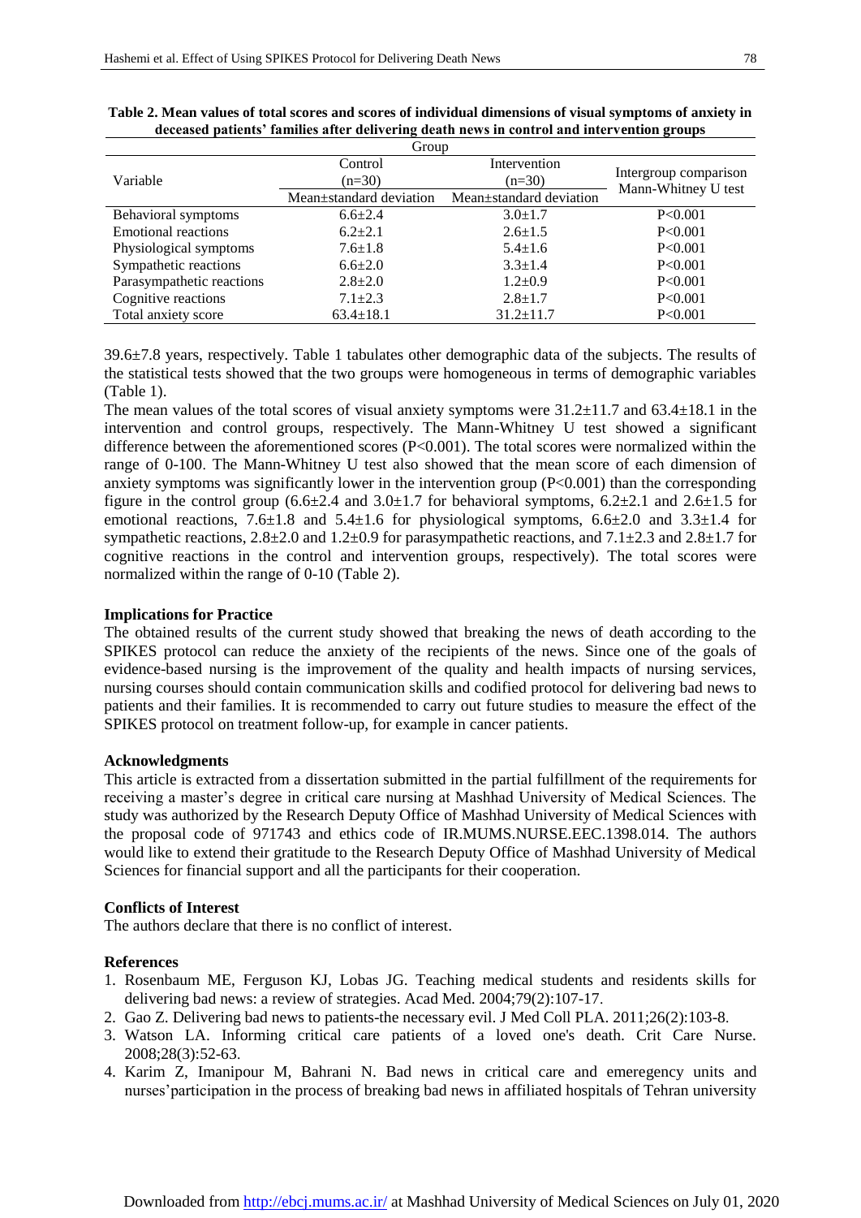**Table 2. Mean values of total scores and scores of individual dimensions of visual symptoms of anxiety in deceased patients' families after delivering death news in control and intervention groups**

| Variable | Group | | Intergroup comparison Mann-Whitney U test |
|---|---|---|---|
| | Control (n=30) | Intervention (n=30) | |
| | Mean±standard deviation | Mean±standard deviation | |
| Behavioral symptoms | 6.6±2.4 | 3.0±1.7 | P<0.001 |
| Emotional reactions | 6.2±2.1 | 2.6±1.5 | P<0.001 |
| Physiological symptoms | 7.6±1.8 | 5.4±1.6 | P<0.001 |
| Sympathetic reactions | 6.6±2.0 | 3.3±1.4 | P<0.001 |
| Parasympathetic reactions | 2.8±2.0 | 1.2±0.9 | P<0.001 |
| Cognitive reactions | 7.1±2.3 | 2.8±1.7 | P<0.001 |
| Total anxiety score | 63.4±18.1 | 31.2±11.7 | P<0.001 |

39.6±7.8 years, respectively. Table 1 tabulates other demographic data of the subjects. The results of the statistical tests showed that the two groups were homogeneous in terms of demographic variables (Table 1).

The mean values of the total scores of visual anxiety symptoms were 31.2±11.7 and 63.4±18.1 in the intervention and control groups, respectively. The Mann-Whitney U test showed a significant difference between the aforementioned scores (P<0.001). The total scores were normalized within the range of 0-100. The Mann-Whitney U test also showed that the mean score of each dimension of anxiety symptoms was significantly lower in the intervention group (P<0.001) than the corresponding figure in the control group (6.6±2.4 and 3.0±1.7 for behavioral symptoms, 6.2±2.1 and 2.6±1.5 for emotional reactions, 7.6±1.8 and 5.4±1.6 for physiological symptoms, 6.6±2.0 and 3.3±1.4 for sympathetic reactions, 2.8±2.0 and 1.2±0.9 for parasympathetic reactions, and 7.1±2.3 and 2.8±1.7 for cognitive reactions in the control and intervention groups, respectively). The total scores were normalized within the range of 0-10 (Table 2).

## Implications for Practice

The obtained results of the current study showed that breaking the news of death according to the SPIKES protocol can reduce the anxiety of the recipients of the news. Since one of the goals of evidence-based nursing is the improvement of the quality and health impacts of nursing services, nursing courses should contain communication skills and codified protocol for delivering bad news to patients and their families. It is recommended to carry out future studies to measure the effect of the SPIKES protocol on treatment follow-up, for example in cancer patients.

## Acknowledgments

This article is extracted from a dissertation submitted in the partial fulfillment of the requirements for receiving a master's degree in critical care nursing at Mashhad University of Medical Sciences. The study was authorized by the Research Deputy Office of Mashhad University of Medical Sciences with the proposal code of 971743 and ethics code of IR.MUMS.NURSE.EEC.1398.014. The authors would like to extend their gratitude to the Research Deputy Office of Mashhad University of Medical Sciences for financial support and all the participants for their cooperation.

## Conflicts of Interest

The authors declare that there is no conflict of interest.

## References

1. Rosenbaum ME, Ferguson KJ, Lobas JG. Teaching medical students and residents skills for delivering bad news: a review of strategies. Acad Med. 2004;79(2):107-17.
2. Gao Z. Delivering bad news to patients-the necessary evil. J Med Coll PLA. 2011;26(2):103-8.
3. Watson LA. Informing critical care patients of a loved one's death. Crit Care Nurse. 2008;28(3):52-63.
4. Karim Z, Imanipour M, Bahrani N. Bad news in critical care and emeregency units and nurses'participation in the process of breaking bad news in affiliated hospitals of Tehran university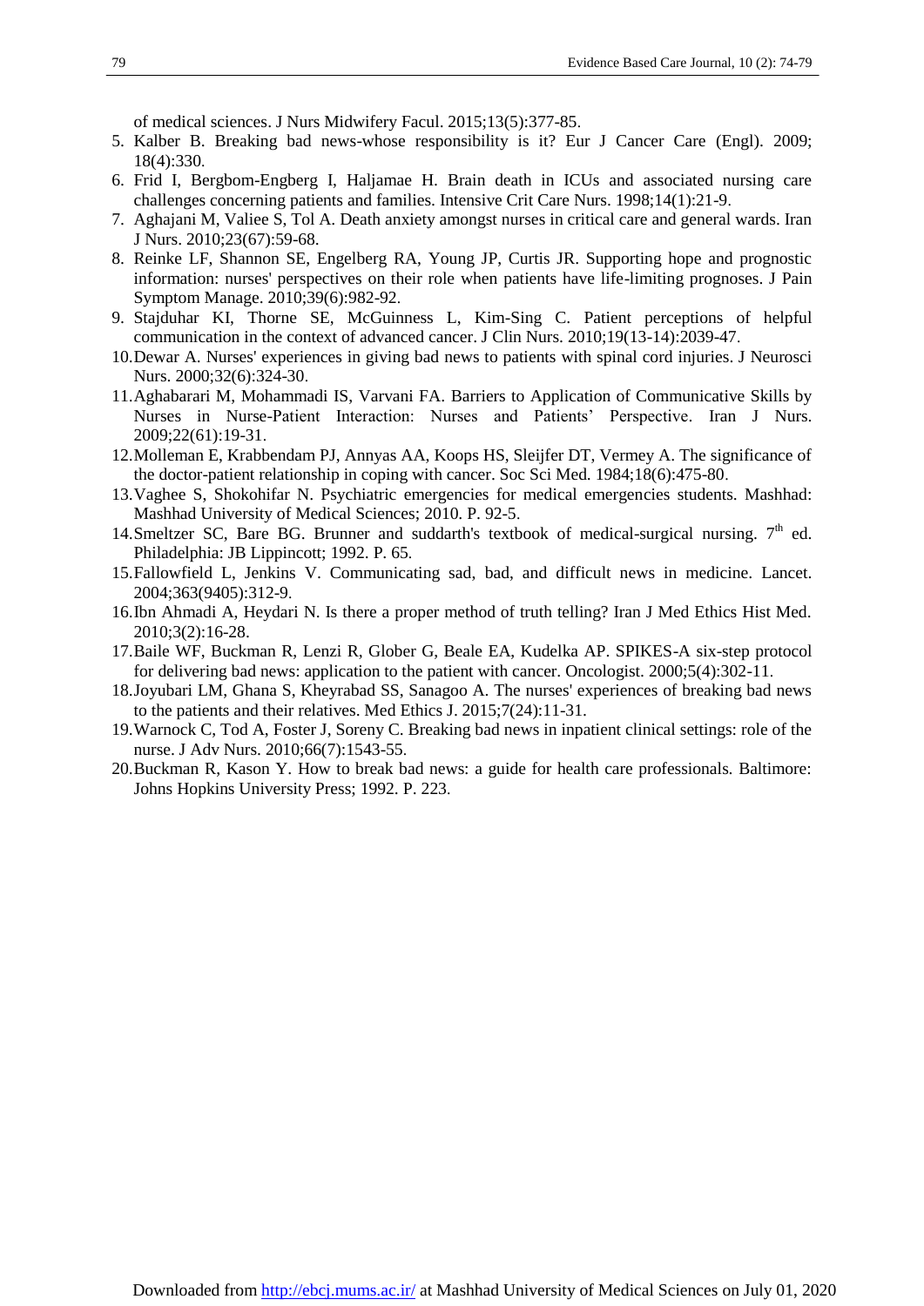of medical sciences. J Nurs Midwifery Facul. 2015;13(5):377-85.

5. Kalber B. Breaking bad news-whose responsibility is it? Eur J Cancer Care (Engl). 2009; 18(4):330.
6. Frid I, Bergbom-Engberg I, Haljamae H. Brain death in ICUs and associated nursing care challenges concerning patients and families. Intensive Crit Care Nurs. 1998;14(1):21-9.
7. Aghajani M, Valiee S, Tol A. Death anxiety amongst nurses in critical care and general wards. Iran J Nurs. 2010;23(67):59-68.
8. Reinke LF, Shannon SE, Engelberg RA, Young JP, Curtis JR. Supporting hope and prognostic information: nurses' perspectives on their role when patients have life-limiting prognoses. J Pain Symptom Manage. 2010;39(6):982-92.
9. Stajduhar KI, Thorne SE, McGuinness L, Kim-Sing C. Patient perceptions of helpful communication in the context of advanced cancer. J Clin Nurs. 2010;19(13-14):2039-47.
10. Dewar A. Nurses' experiences in giving bad news to patients with spinal cord injuries. J Neurosci Nurs. 2000;32(6):324-30.
11. Aghabarari M, Mohammadi IS, Varvani FA. Barriers to Application of Communicative Skills by Nurses in Nurse-Patient Interaction: Nurses and Patients' Perspective. Iran J Nurs. 2009;22(61):19-31.
12. Molleman E, Krabbendam PJ, Annyas AA, Koops HS, Sleijfer DT, Vermey A. The significance of the doctor-patient relationship in coping with cancer. Soc Sci Med. 1984;18(6):475-80.
13. Vaghee S, Shokohifar N. Psychiatric emergencies for medical emergencies students. Mashhad: Mashhad University of Medical Sciences; 2010. P. 92-5.
14. Smeltzer SC, Bare BG. Brunner and suddarth's textbook of medical-surgical nursing. 7th ed. Philadelphia: JB Lippincott; 1992. P. 65.
15. Fallowfield L, Jenkins V. Communicating sad, bad, and difficult news in medicine. Lancet. 2004;363(9405):312-9.
16. Ibn Ahmadi A, Heydari N. Is there a proper method of truth telling? Iran J Med Ethics Hist Med. 2010;3(2):16-28.
17. Baile WF, Buckman R, Lenzi R, Glober G, Beale EA, Kudelka AP. SPIKES-A six-step protocol for delivering bad news: application to the patient with cancer. Oncologist. 2000;5(4):302-11.
18. Joyubari LM, Ghana S, Kheyrabad SS, Sanagoo A. The nurses' experiences of breaking bad news to the patients and their relatives. Med Ethics J. 2015;7(24):11-31.
19. Warnock C, Tod A, Foster J, Soreny C. Breaking bad news in inpatient clinical settings: role of the nurse. J Adv Nurs. 2010;66(7):1543-55.
20. Buckman R, Kason Y. How to break bad news: a guide for health care professionals. Baltimore: Johns Hopkins University Press; 1992. P. 223.